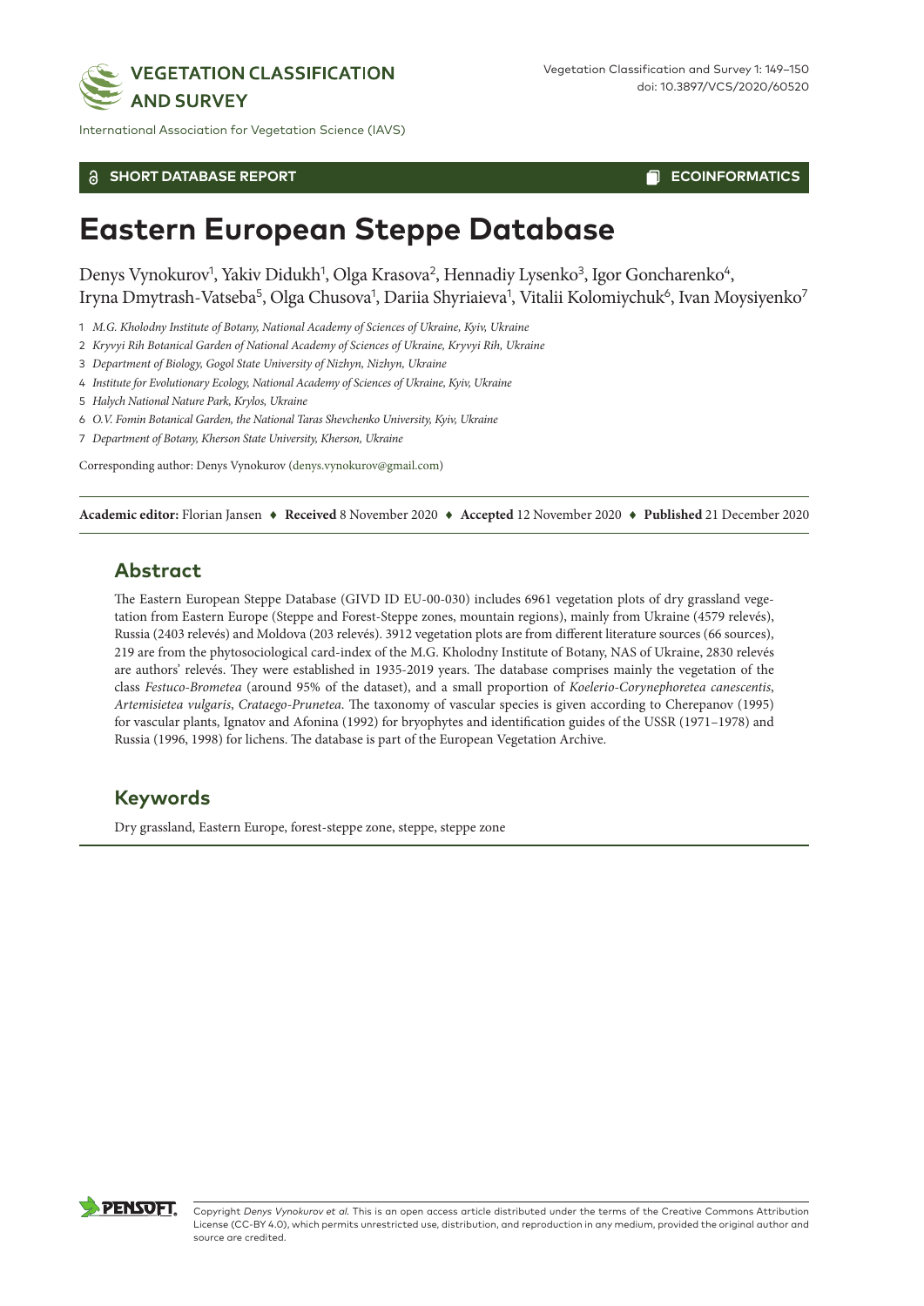International Association for Vegetation Science (IAVS)

SHORT DATABASE REPORT

ECOINFORMATICS

# Eastern European Steppe Database

Denys Vynokurov[1], Yakiv Didukh[1], Olga Krasova[2], Hennadiy Lysenko[3], Igor Goncharenko[4], Iryna Dmytrash-Vatseba[5], Olga Chusova[1], Dariia Shyriaieva[1], Vitalii Kolomiychuk[6], Ivan Moysiyenko[7]

1 *M.G. Kholodny Institute of Botany, National Academy of Sciences of Ukraine, Kyiv, Ukraine*
2 *Kryvyi Rih Botanical Garden of National Academy of Sciences of Ukraine, Kryvyi Rih, Ukraine*
3 *Department of Biology, Gogol State University of Nizhyn, Nizhyn, Ukraine*
4 *Institute for Evolutionary Ecology, National Academy of Sciences of Ukraine, Kyiv, Ukraine*
5 *Halych National Nature Park, Krylos, Ukraine*
6 *O.V. Fomin Botanical Garden, the National Taras Shevchenko University, Kyiv, Ukraine*
7 *Department of Botany, Kherson State University, Kherson, Ukraine*

Corresponding author: Denys Vynokurov (denys.vynokurov@gmail.com)

**Academic editor:** Florian Jansen ♦ **Received** 8 November 2020 ♦ **Accepted** 12 November 2020 ♦ **Published** 21 December 2020

## Abstract

The Eastern European Steppe Database (GIVD ID EU-00-030) includes 6961 vegetation plots of dry grassland vegetation from Eastern Europe (Steppe and Forest-Steppe zones, mountain regions), mainly from Ukraine (4579 relevés), Russia (2403 relevés) and Moldova (203 relevés). 3912 vegetation plots are from different literature sources (66 sources), 219 are from the phytosociological card-index of the M.G. Kholodny Institute of Botany, NAS of Ukraine, 2830 relevés are authors' relevés. They were established in 1935-2019 years. The database comprises mainly the vegetation of the class *Festuco-Brometea* (around 95% of the dataset), and a small proportion of *Koelerio-Corynephoretea canescentis*, *Artemisietea vulgaris*, *Crataego-Prunetea*. The taxonomy of vascular species is given according to Cherepanov (1995) for vascular plants, Ignatov and Afonina (1992) for bryophytes and identification guides of the USSR (1971–1978) and Russia (1996, 1998) for lichens. The database is part of the European Vegetation Archive.

## Keywords

Dry grassland, Eastern Europe, forest-steppe zone, steppe, steppe zone

Copyright *Denys Vynokurov et al.* This is an open access article distributed under the terms of the Creative Commons Attribution License (CC-BY 4.0), which permits unrestricted use, distribution, and reproduction in any medium, provided the original author and source are credited.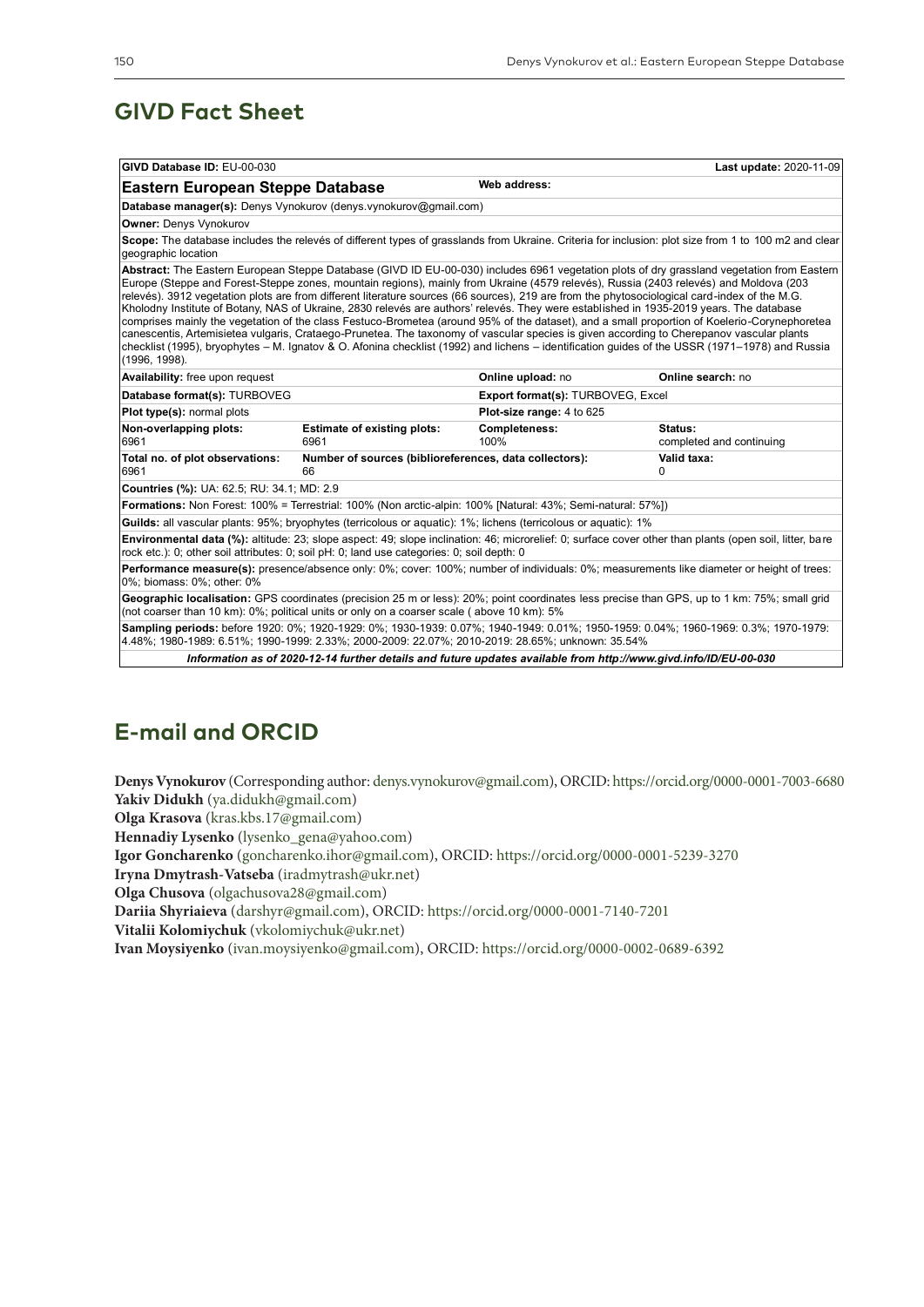## GIVD Fact Sheet

| | | | |
|---|---|---|---|
| **GIVD Database ID:** EU-00-030 | | | **Last update:** 2020-11-09 |
| **Eastern European Steppe Database** | | **Web address:** | |
| **Database manager(s):** Denys Vynokurov (denys.vynokurov@gmail.com) | | | |
| **Owner:** Denys Vynokurov | | | |
| **Scope:** The database includes the relevés of different types of grasslands from Ukraine. Criteria for inclusion: plot size from 1 to 100 m2 and clear geographic location | | | |
| **Abstract:** The Eastern European Steppe Database (GIVD ID EU-00-030) includes 6961 vegetation plots of dry grassland vegetation from Eastern Europe (Steppe and Forest-Steppe zones, mountain regions), mainly from Ukraine (4579 relevés), Russia (2403 relevés) and Moldova (203 relevés). 3912 vegetation plots are from different literature sources (66 sources), 219 are from the phytosociological card-index of the M.G. Kholodny Institute of Botany, NAS of Ukraine, 2830 relevés are authors' relevés. They were established in 1935-2019 years. The database comprises mainly the vegetation of the class Festuco-Brometea (around 95% of the dataset), and a small proportion of Koelerio-Corynephoretea canescentis, Artemisietea vulgaris, Crataego-Prunetea. The taxonomy of vascular species is given according to Cherepanov vascular plants checklist (1995), bryophytes – M. Ignatov & O. Afonina checklist (1992) and lichens – identification guides of the USSR (1971–1978) and Russia (1996, 1998). | | | |
| **Availability:** free upon request | | **Online upload:** no | **Online search:** no |
| **Database format(s):** TURBOVEG | | **Export format(s):** TURBOVEG, Excel | |
| **Plot type(s):** normal plots | | **Plot-size range:** 4 to 625 | |
| **Non-overlapping plots:** 6961 | **Estimate of existing plots:** 6961 | **Completeness:** 100% | **Status:** completed and continuing |
| **Total no. of plot observations:** 6961 | **Number of sources (biblioreferences, data collectors):** 66 | | **Valid taxa:** 0 |
| **Countries (%):** UA: 62.5; RU: 34.1; MD: 2.9 | | | |
| **Formations:** Non Forest: 100% = Terrestrial: 100% (Non arctic-alpin: 100% [Natural: 43%; Semi-natural: 57%]) | | | |
| **Guilds:** all vascular plants: 95%; bryophytes (terricolous or aquatic): 1%; lichens (terricolous or aquatic): 1% | | | |
| **Environmental data (%):** altitude: 23; slope aspect: 49; slope inclination: 46; microrelief: 0; surface cover other than plants (open soil, litter, bare rock etc.): 0; other soil attributes: 0; soil pH: 0; land use categories: 0; soil depth: 0 | | | |
| **Performance measure(s):** presence/absence only: 0%; cover: 100%; number of individuals: 0%; measurements like diameter or height of trees: 0%; biomass: 0%; other: 0% | | | |
| **Geographic localisation:** GPS coordinates (precision 25 m or less): 20%; point coordinates less precise than GPS, up to 1 km: 75%; small grid (not coarser than 10 km): 0%; political units or only on a coarser scale ( above 10 km): 5% | | | |
| **Sampling periods:** before 1920: 0%; 1920-1929: 0%; 1930-1939: 0.07%; 1940-1949: 0.01%; 1950-1959: 0.04%; 1960-1969: 0.3%; 1970-1979: 4.48%; 1980-1989: 6.51%; 1990-1999: 2.33%; 2000-2009: 22.07%; 2010-2019: 28.65%; unknown: 35.54% | | | |
| ***Information as of 2020-12-14 further details and future updates available from http://www.givd.info/ID/EU-00-030*** | | | |

## E-mail and ORCID

**Denys Vynokurov** (Corresponding author: denys.vynokurov@gmail.com), ORCID: https://orcid.org/0000-0001-7003-6680
**Yakiv Didukh** (ya.didukh@gmail.com)
**Olga Krasova** (kras.kbs.17@gmail.com)
**Hennadiy Lysenko** (lysenko_gena@yahoo.com)
**Igor Goncharenko** (goncharenko.ihor@gmail.com), ORCID: https://orcid.org/0000-0001-5239-3270
**Iryna Dmytrash-Vatseba** (iradmytrash@ukr.net)
**Olga Chusova** (olgachusova28@gmail.com)
**Dariia Shyriaieva** (darshyr@gmail.com), ORCID: https://orcid.org/0000-0001-7140-7201
**Vitalii Kolomiychuk** (vkolomiychuk@ukr.net)
**Ivan Moysiyenko** (ivan.moysiyenko@gmail.com), ORCID: https://orcid.org/0000-0002-0689-6392